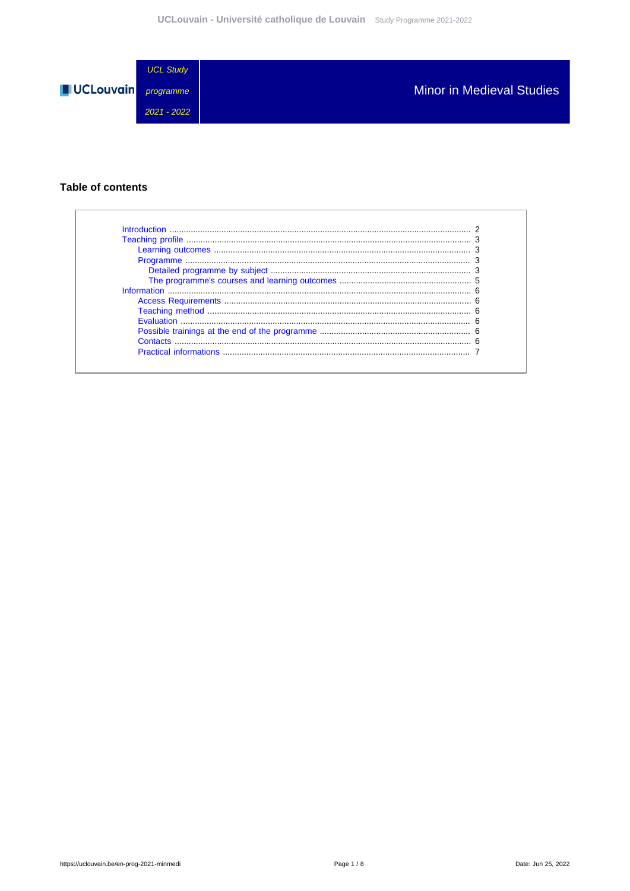UCL Study programme 2021 - 2022

# Minor in Medieval Studies

## Table of contents

- Introduction ........................................ 2
- Teaching profile ........................................ 3
  - Learning outcomes ........................................ 3
  - Programme ........................................ 3
    - Detailed programme by subject ........................................ 3
    - The programme's courses and learning outcomes ........................................ 5
- Information ........................................ 6
  - Access Requirements ........................................ 6
  - Teaching method ........................................ 6
  - Evaluation ........................................ 6
  - Possible trainings at the end of the programme ........................................ 6
  - Contacts ........................................ 6
  - Practical informations ........................................ 7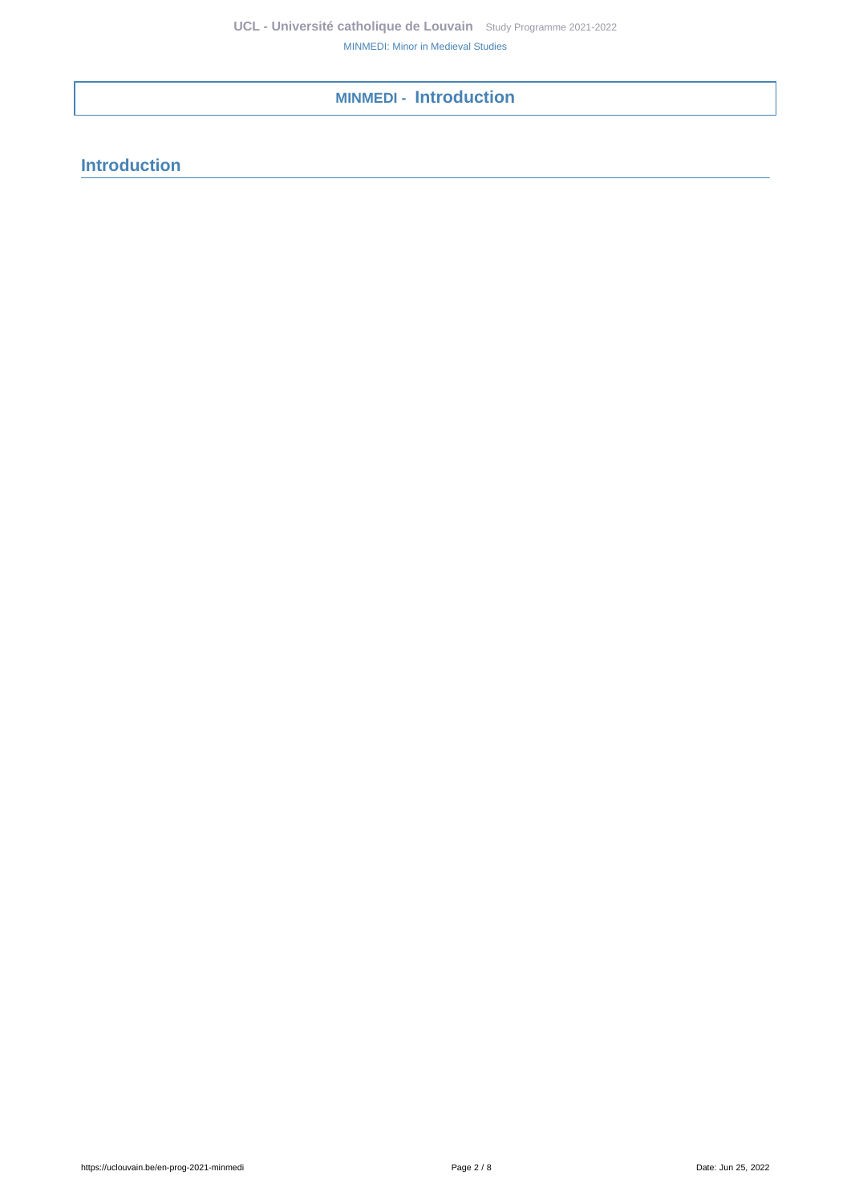# MINMEDI - Introduction

## Introduction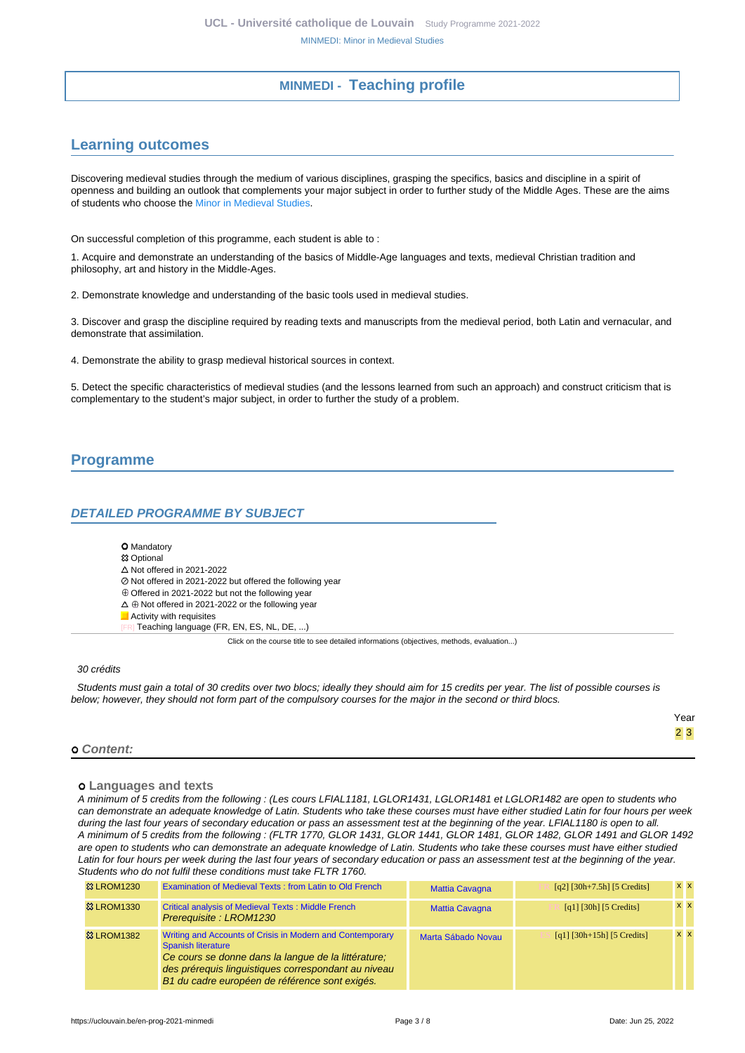## MINMEDI - Teaching profile

## Learning outcomes

Discovering medieval studies through the medium of various disciplines, grasping the specifics, basics and discipline in a spirit of openness and building an outlook that complements your major subject in order to further study of the Middle Ages. These are the aims of students who choose the Minor in Medieval Studies.

On successful completion of this programme, each student is able to :

1. Acquire and demonstrate an understanding of the basics of Middle-Age languages and texts, medieval Christian tradition and philosophy, art and history in the Middle-Ages.

2. Demonstrate knowledge and understanding of the basic tools used in medieval studies.

3. Discover and grasp the discipline required by reading texts and manuscripts from the medieval period, both Latin and vernacular, and demonstrate that assimilation.

4. Demonstrate the ability to grasp medieval historical sources in context.

5. Detect the specific characteristics of medieval studies (and the lessons learned from such an approach) and construct criticism that is complementary to the student's major subject, in order to further the study of a problem.

## Programme

### DETAILED PROGRAMME BY SUBJECT

- ⭘ Mandatory
- ☼ Optional
- △ Not offered in 2021-2022
- ⊘ Not offered in 2021-2022 but offered the following year
- ⊕ Offered in 2021-2022 but not the following year
- △ ⊕ Not offered in 2021-2022 or the following year
- Activity with requisites
- [FR] Teaching language (FR, EN, ES, NL, DE, ...)

Click on the course title to see detailed informations (objectives, methods, evaluation...)

*30 crédits*

*Students must gain a total of 30 credits over two blocs; ideally they should aim for 15 credits per year. The list of possible courses is below; however, they should not form part of the compulsory courses for the major in the second or third blocs.*

Year: 2 3

#### ⭘ Content:

#### ⭘ Languages and texts

*A minimum of 5 credits from the following : (Les cours LFIAL1181, LGLOR1431, LGLOR1481 et LGLOR1482 are open to students who can demonstrate an adequate knowledge of Latin. Students who take these courses must have either studied Latin for four hours per week during the last four years of secondary education or pass an assessment test at the beginning of the year. LFIAL1180 is open to all.*
*A minimum of 5 credits from the following : (FLTR 1770, GLOR 1431, GLOR 1441, GLOR 1481, GLOR 1482, GLOR 1491 and GLOR 1492 are open to students who can demonstrate an adequate knowledge of Latin. Students who take these courses must have either studied Latin for four hours per week during the last four years of secondary education or pass an assessment test at the beginning of the year. Students who do not fulfil these conditions must take FLTR 1760.*

| Code | Title | Teacher | Details | 2 | 3 |
|---|---|---|---|---|---|
| ☼ LROM1230 | Examination of Medieval Texts : from Latin to Old French | Mattia Cavagna | [FR] [q2] [30h+7.5h] [5 Credits] | x | x |
| ☼ LROM1330 | Critical analysis of Medieval Texts : Middle French<br>*Prerequisite : LROM1230* | Mattia Cavagna | [FR] [q1] [30h] [5 Credits] | x | x |
| ☼ LROM1382 | Writing and Accounts of Crisis in Modern and Contemporary Spanish literature<br>*Ce cours se donne dans la langue de la littérature; des prérequis linguistiques correspondant au niveau B1 du cadre européen de référence sont exigés.* | Marta Sábado Novau | [ES] [q1] [30h+15h] [5 Credits] | x | x |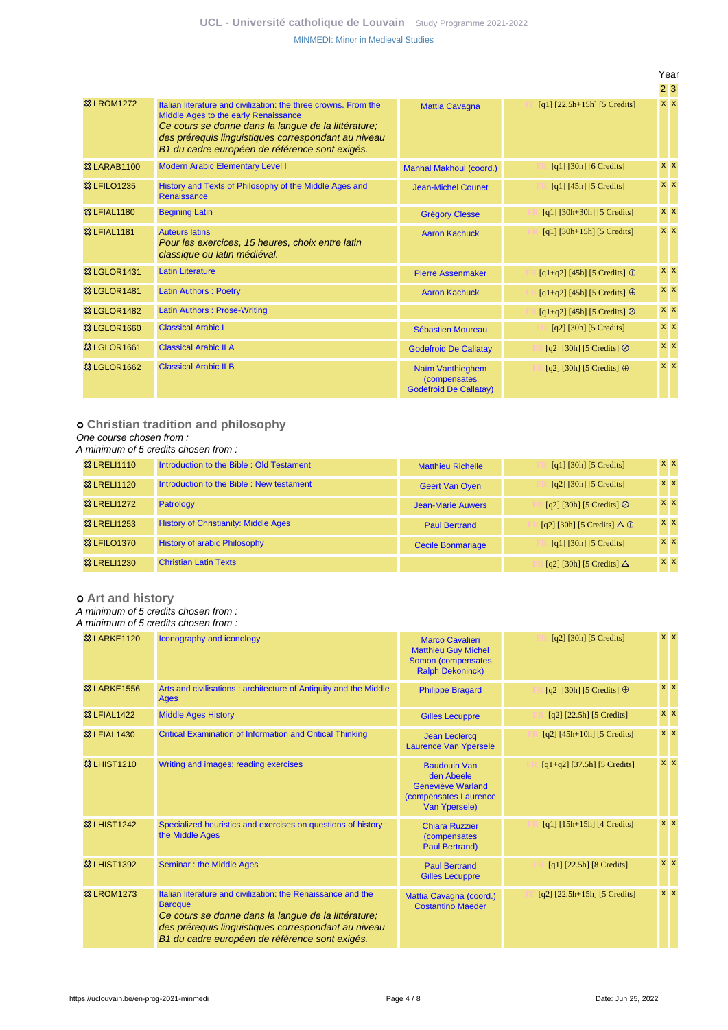| | | | | Year | |
|---|---|---|---|---|---|
| | | | | 2 | 3 |
| LROM1272 | Italian literature and civilization: the three crowns. From the Middle Ages to the early Renaissance<br>*Ce cours se donne dans la langue de la littérature; des préréquis linguistiques correspondant au niveau B1 du cadre européen de référence sont exigés.* | Mattia Cavagna | [q1] [22.5h+15h] [5 Credits] | x | x |
| LARAB1100 | Modern Arabic Elementary Level I | Manhal Makhoul (coord.) | FR [q1] [30h] [6 Credits] | x | x |
| LFILO1235 | History and Texts of Philosophy of the Middle Ages and Renaissance | Jean-Michel Counet | FR [q1] [45h] [5 Credits] | x | x |
| LFIAL1180 | Begining Latin | Grégory Clesse | FR [q1] [30h+30h] [5 Credits] | x | x |
| LFIAL1181 | Auteurs latins<br>*Pour les exercices, 15 heures, choix entre latin classique ou latin médiéval.* | Aaron Kachuck | FR [q1] [30h+15h] [5 Credits] | x | x |
| LGLOR1431 | Latin Literature | Pierre Assenmaker | FR [q1+q2] [45h] [5 Credits] ⊕ | x | x |
| LGLOR1481 | Latin Authors : Poetry | Aaron Kachuck | FR [q1+q2] [45h] [5 Credits] ⊕ | x | x |
| LGLOR1482 | Latin Authors : Prose-Writing | | FR [q1+q2] [45h] [5 Credits] ⊘ | x | x |
| LGLOR1660 | Classical Arabic I | Sébastien Moureau | FR [q2] [30h] [5 Credits] | x | x |
| LGLOR1661 | Classical Arabic II A | Godefroid De Callatay | FR [q2] [30h] [5 Credits] ⊘ | x | x |
| LGLOR1662 | Classical Arabic II B | Naïm Vanthieghem (compensates Godefroid De Callatay) | FR [q2] [30h] [5 Credits] ⊕ | x | x |

### Christian tradition and philosophy

*One course chosen from :*
*A minimum of 5 credits chosen from :*

| | | | | | |
|---|---|---|---|---|---|
| LRELI1110 | Introduction to the Bible : Old Testament | Matthieu Richelle | FR [q1] [30h] [5 Credits] | x | x |
| LRELI1120 | Introduction to the Bible : New testament | Geert Van Oyen | FR [q2] [30h] [5 Credits] | x | x |
| LRELI1272 | Patrology | Jean-Marie Auwers | FR [q2] [30h] [5 Credits] ⊘ | x | x |
| LRELI1253 | History of Christianity: Middle Ages | Paul Bertrand | FR [q2] [30h] [5 Credits] △ ⊕ | x | x |
| LFILO1370 | History of arabic Philosophy | Cécile Bonmariage | FR [q1] [30h] [5 Credits] | x | x |
| LRELI1230 | Christian Latin Texts | | FR [q2] [30h] [5 Credits] △ | x | x |

### Art and history

*A minimum of 5 credits chosen from :*
*A minimum of 5 credits chosen from :*

| | | | | | |
|---|---|---|---|---|---|
| LARKE1120 | Iconography and iconology | Marco Cavalieri<br>Matthieu Guy Michel Somon (compensates Ralph Dekoninck) | FR [q2] [30h] [5 Credits] | x | x |
| LARKE1556 | Arts and civilisations : architecture of Antiquity and the Middle Ages | Philippe Bragard | FR [q2] [30h] [5 Credits] ⊕ | x | x |
| LFIAL1422 | Middle Ages History | Gilles Lecuppre | FR [q2] [22.5h] [5 Credits] | x | x |
| LFIAL1430 | Critical Examination of Information and Critical Thinking | Jean Leclercq<br>Laurence Van Ypersele | FR [q2] [45h+10h] [5 Credits] | x | x |
| LHIST1210 | Writing and images: reading exercises | Baudouin Van den Abeele<br>Geneviève Warland (compensates Laurence Van Ypersele) | FR [q1+q2] [37.5h] [5 Credits] | x | x |
| LHIST1242 | Specialized heuristics and exercises on questions of history : the Middle Ages | Chiara Ruzzier (compensates Paul Bertrand) | FR [q1] [15h+15h] [4 Credits] | x | x |
| LHIST1392 | Seminar : the Middle Ages | Paul Bertrand<br>Gilles Lecuppre | FR [q1] [22.5h] [8 Credits] | x | x |
| LROM1273 | Italian literature and civilization: the Renaissance and the Baroque<br>*Ce cours se donne dans la langue de la littérature; des préréquis linguistiques correspondant au niveau B1 du cadre européen de référence sont exigés.* | Mattia Cavagna (coord.)<br>Costantino Maeder | IT [q2] [22.5h+15h] [5 Credits] | x | x |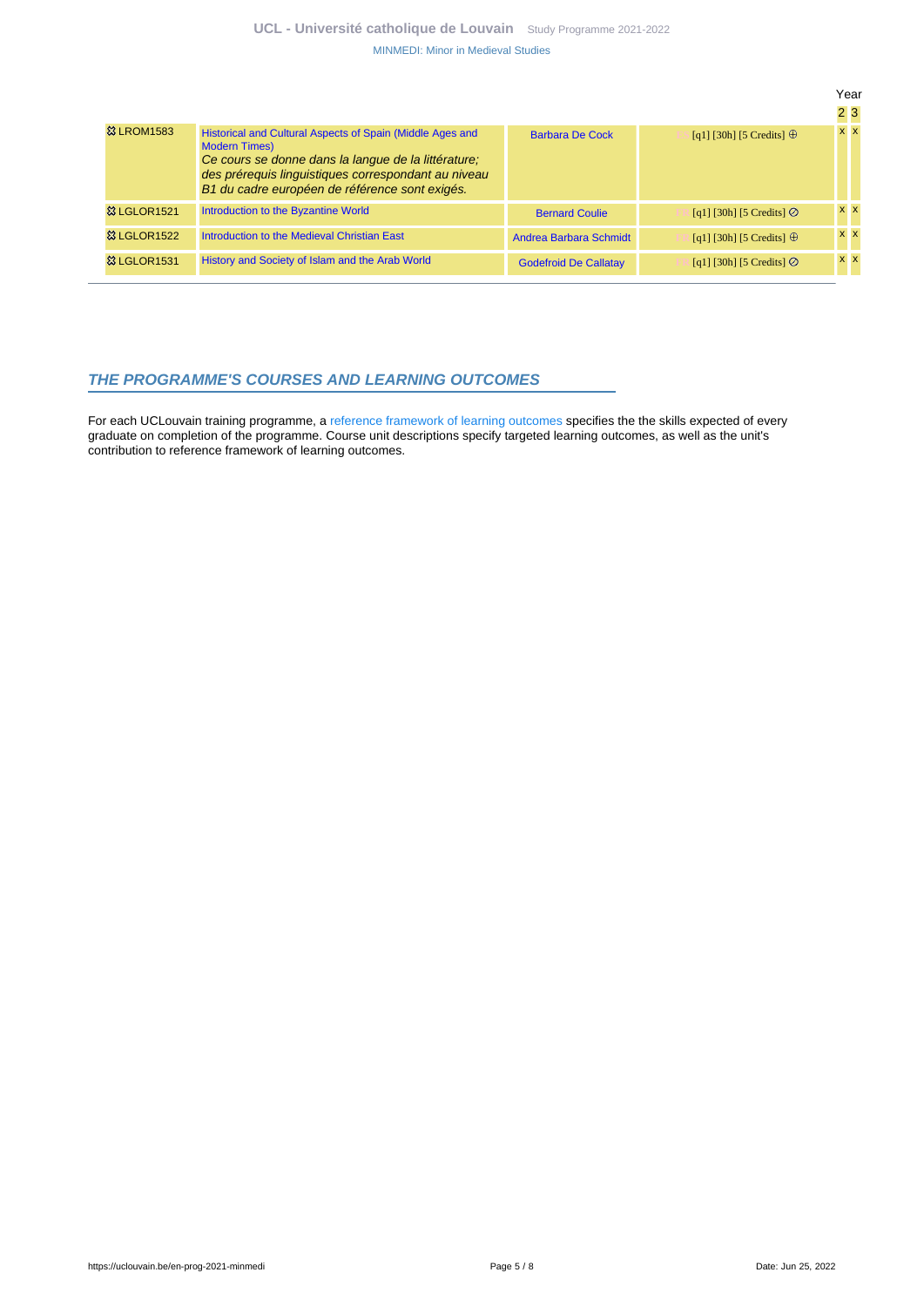| | | | | Year | |
|---|---|---|---|---|---|
| | | | | 2 | 3 |
| ☒ LROM1583 | Historical and Cultural Aspects of Spain (Middle Ages and Modern Times) *Ce cours se donne dans la langue de la littérature; des prérequis linguistiques correspondant au niveau B1 du cadre européen de référence sont exigés.* | Barbara De Cock | [q1] [30h] [5 Credits] ⊕ | x | x |
| ☒ LGLOR1521 | Introduction to the Byzantine World | Bernard Coulie | [q1] [30h] [5 Credits] ⊘ | x | x |
| ☒ LGLOR1522 | Introduction to the Medieval Christian East | Andrea Barbara Schmidt | [q1] [30h] [5 Credits] ⊕ | x | x |
| ☒ LGLOR1531 | History and Society of Islam and the Arab World | Godefroid De Callatay | [q1] [30h] [5 Credits] ⊘ | x | x |

## THE PROGRAMME'S COURSES AND LEARNING OUTCOMES

For each UCLouvain training programme, a reference framework of learning outcomes specifies the the skills expected of every graduate on completion of the programme. Course unit descriptions specify targeted learning outcomes, as well as the unit's contribution to reference framework of learning outcomes.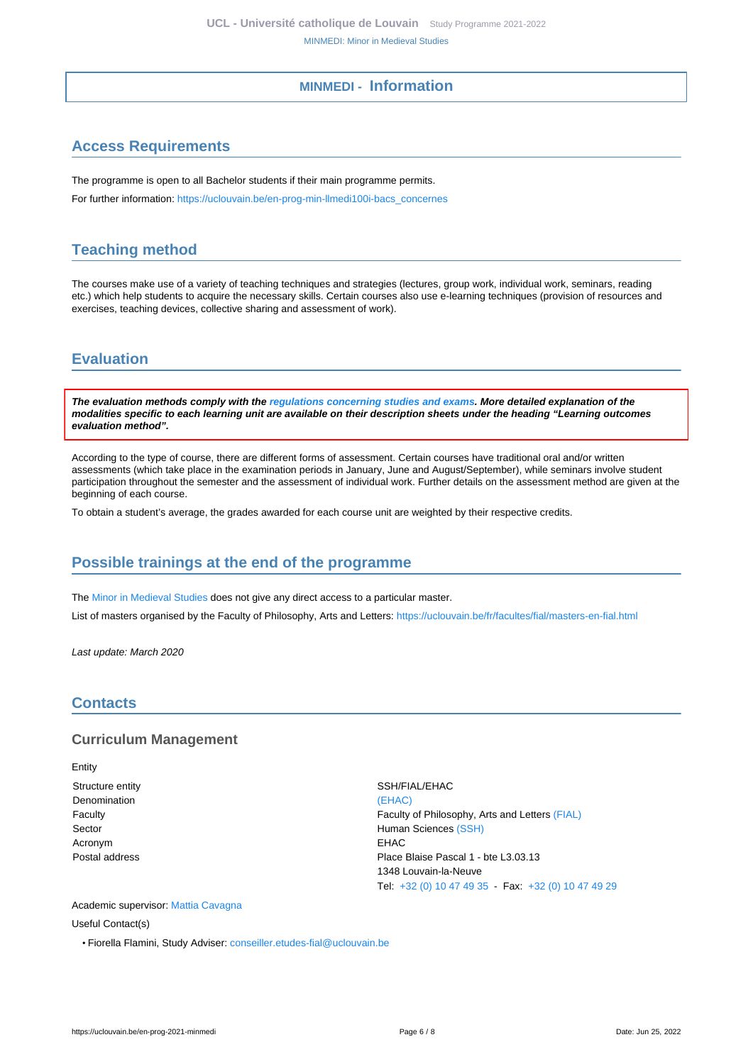## MINMEDI - Information

## Access Requirements

The programme is open to all Bachelor students if their main programme permits.

For further information: https://uclouvain.be/en-prog-min-llmedi100i-bacs_concernes

## Teaching method

The courses make use of a variety of teaching techniques and strategies (lectures, group work, individual work, seminars, reading etc.) which help students to acquire the necessary skills. Certain courses also use e-learning techniques (provision of resources and exercises, teaching devices, collective sharing and assessment of work).

## Evaluation

***The evaluation methods comply with the regulations concerning studies and exams. More detailed explanation of the modalities specific to each learning unit are available on their description sheets under the heading "Learning outcomes evaluation method".***

According to the type of course, there are different forms of assessment. Certain courses have traditional oral and/or written assessments (which take place in the examination periods in January, June and August/September), while seminars involve student participation throughout the semester and the assessment of individual work. Further details on the assessment method are given at the beginning of each course.

To obtain a student's average, the grades awarded for each course unit are weighted by their respective credits.

## Possible trainings at the end of the programme

The Minor in Medieval Studies does not give any direct access to a particular master.

List of masters organised by the Faculty of Philosophy, Arts and Letters: https://uclouvain.be/fr/facultes/fial/masters-en-fial.html

*Last update: March 2020*

## Contacts

### Curriculum Management

Entity

| | |
|---|---|
| Structure entity | SSH/FIAL/EHAC |
| Denomination | (EHAC) |
| Faculty | Faculty of Philosophy, Arts and Letters (FIAL) |
| Sector | Human Sciences (SSH) |
| Acronym | EHAC |
| Postal address | Place Blaise Pascal 1 - bte L3.03.13<br>1348 Louvain-la-Neuve<br>Tel: +32 (0) 10 47 49 35 - Fax: +32 (0) 10 47 49 29 |

Academic supervisor: Mattia Cavagna

Useful Contact(s)

- Fiorella Flamini, Study Adviser: conseiller.etudes-fial@uclouvain.be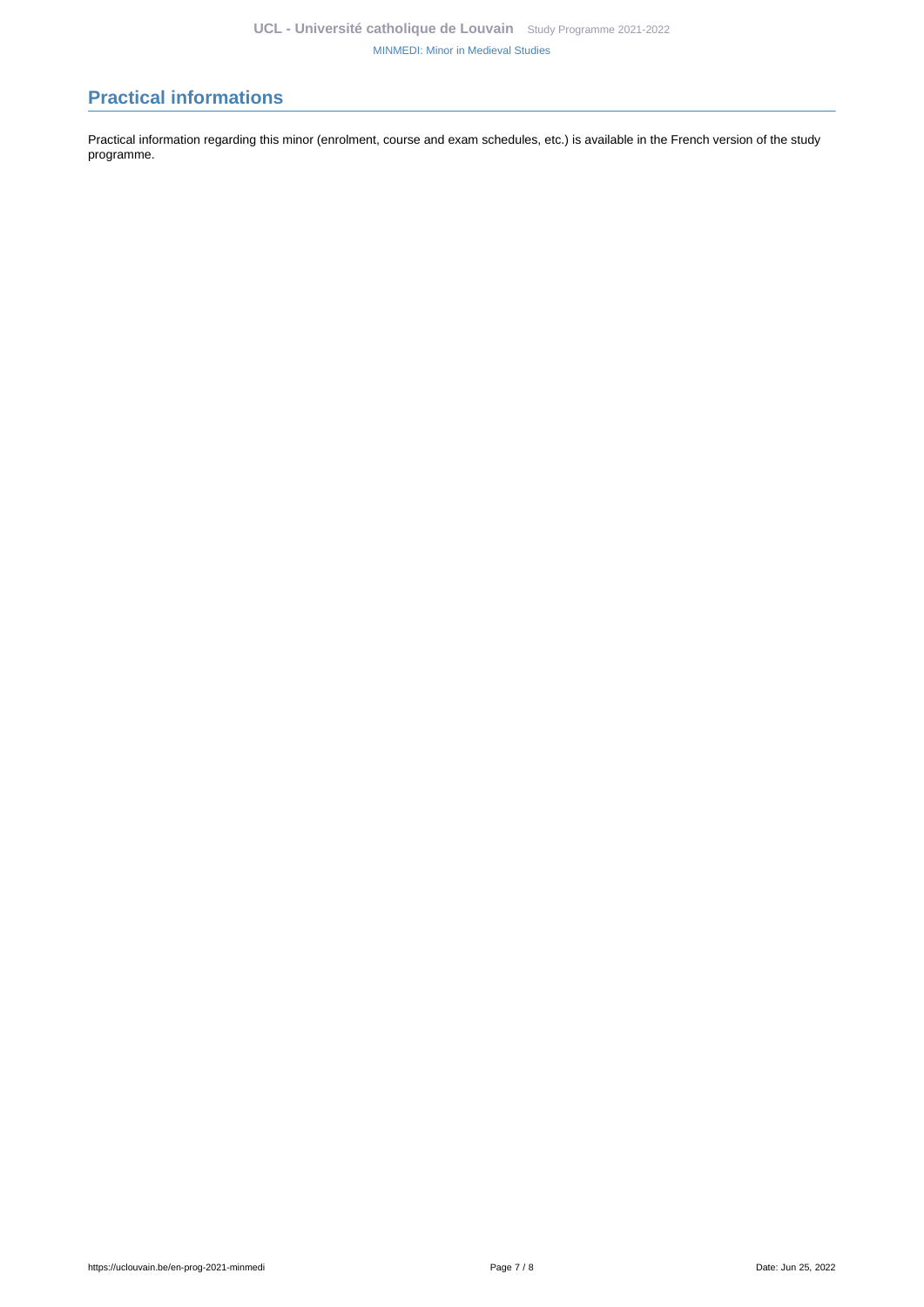## Practical informations

Practical information regarding this minor (enrolment, course and exam schedules, etc.) is available in the French version of the study programme.